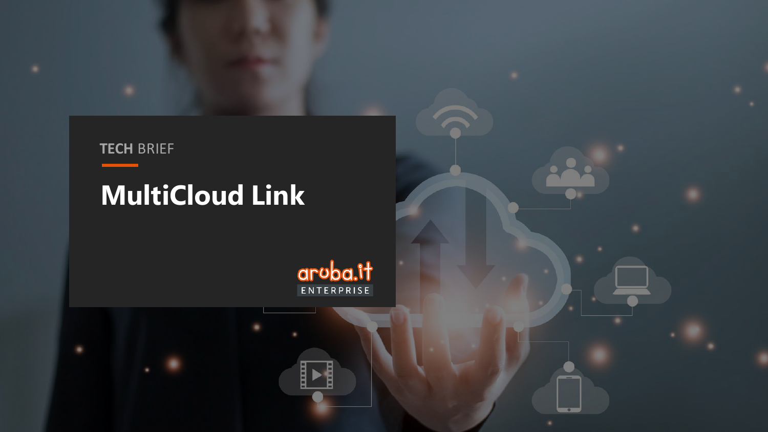TECH BRIEF

# MultiCloud Link

aruba.it ENTERPRISE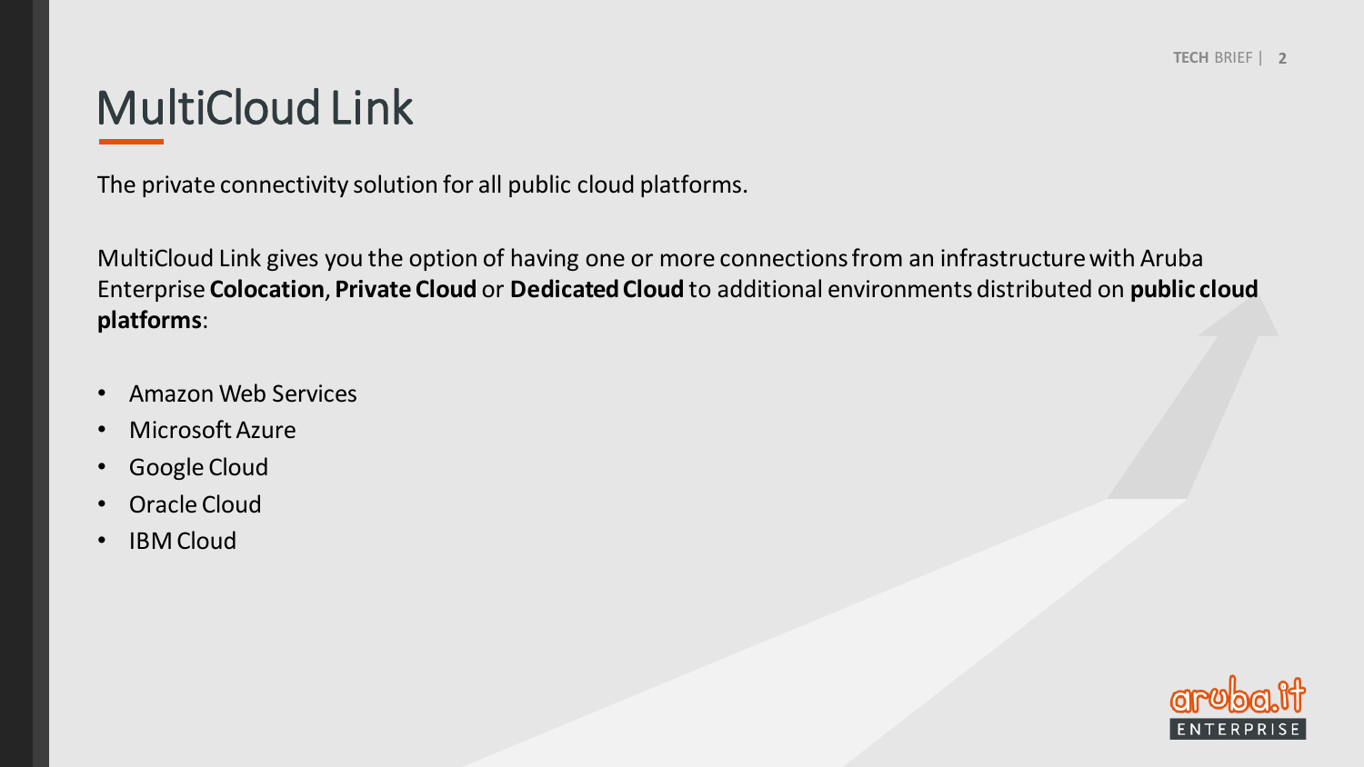# MultiCloud Link

The private connectivity solution for all public cloud platforms.

MultiCloud Link gives you the option of having one or more connections from an infrastructure with Aruba Enterprise **Colocation**, **Private Cloud** or **Dedicated Cloud** to additional environments distributed on **public cloud platforms**:

- Amazon Web Services
- Microsoft Azure
- Google Cloud
- Oracle Cloud
- IBM Cloud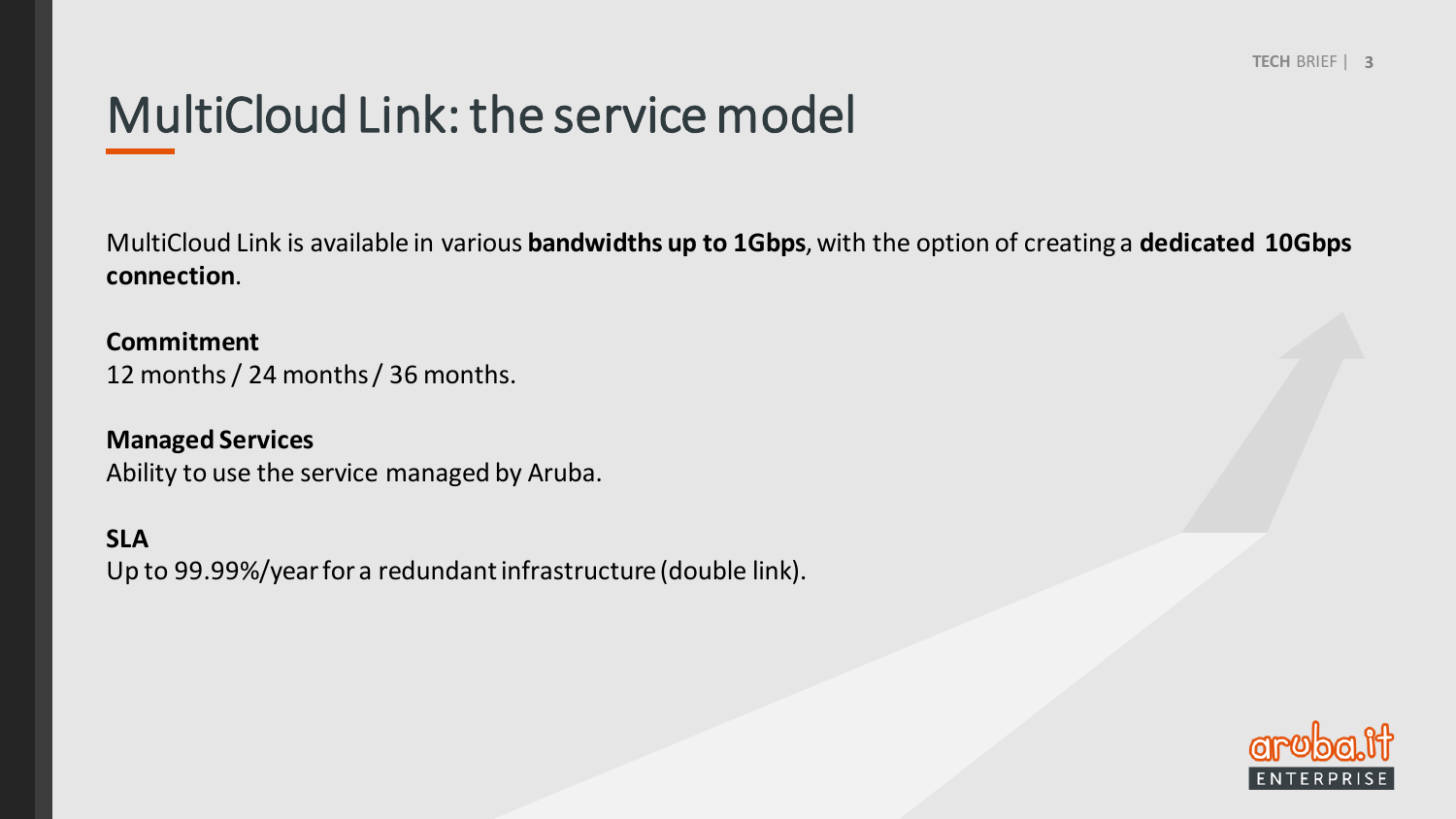# MultiCloud Link: the service model

MultiCloud Link is available in various **bandwidths up to 1Gbps**, with the option of creating a **dedicated 10Gbps connection**.

**Commitment**
12 months / 24 months / 36 months.

**Managed Services**
Ability to use the service managed by Aruba.

**SLA**
Up to 99.99%/year for a redundant infrastructure (double link).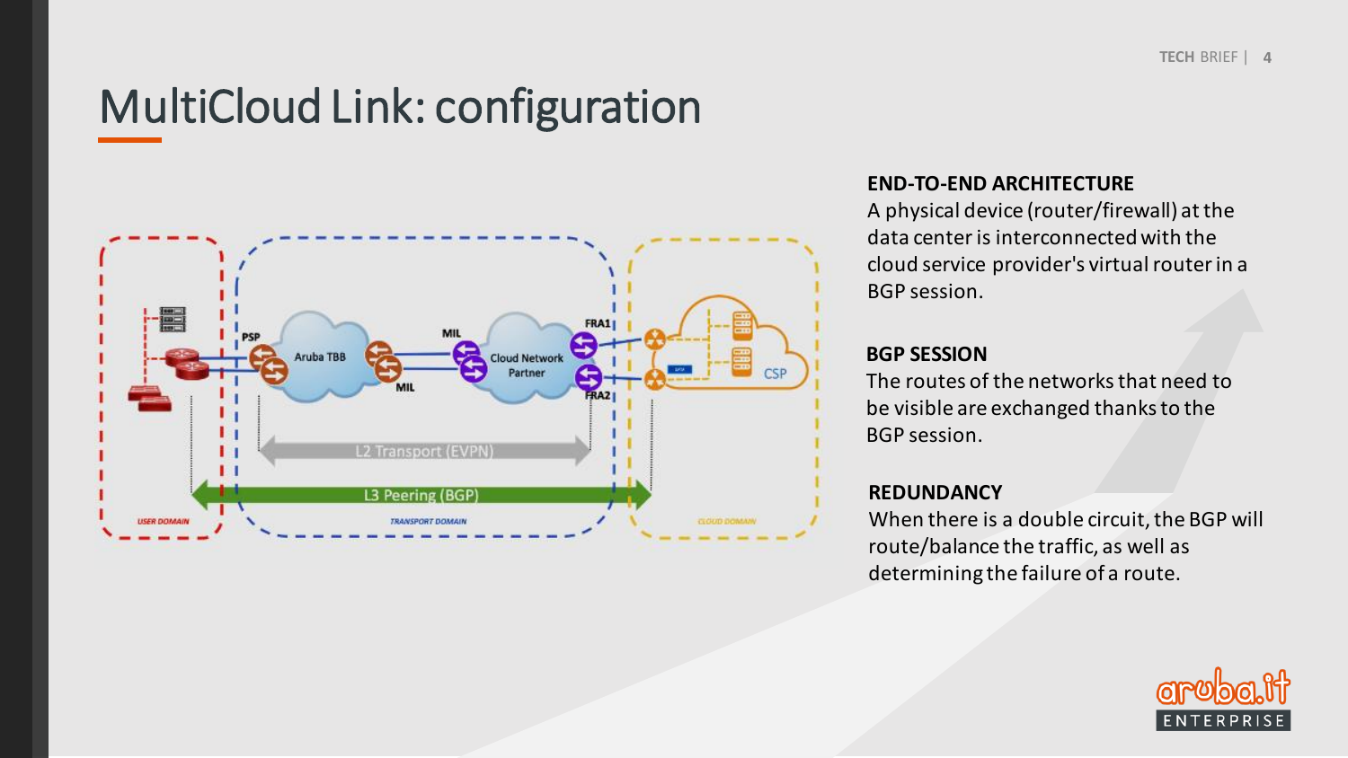# MultiCloud Link: configuration

**END-TO-END ARCHITECTURE**

A physical device (router/firewall) at the data center is interconnected with the cloud service provider's virtual router in a BGP session.

**BGP SESSION**

The routes of the networks that need to be visible are exchanged thanks to the BGP session.

**REDUNDANCY**

When there is a double circuit, the BGP will route/balance the traffic, as well as determining the failure of a route.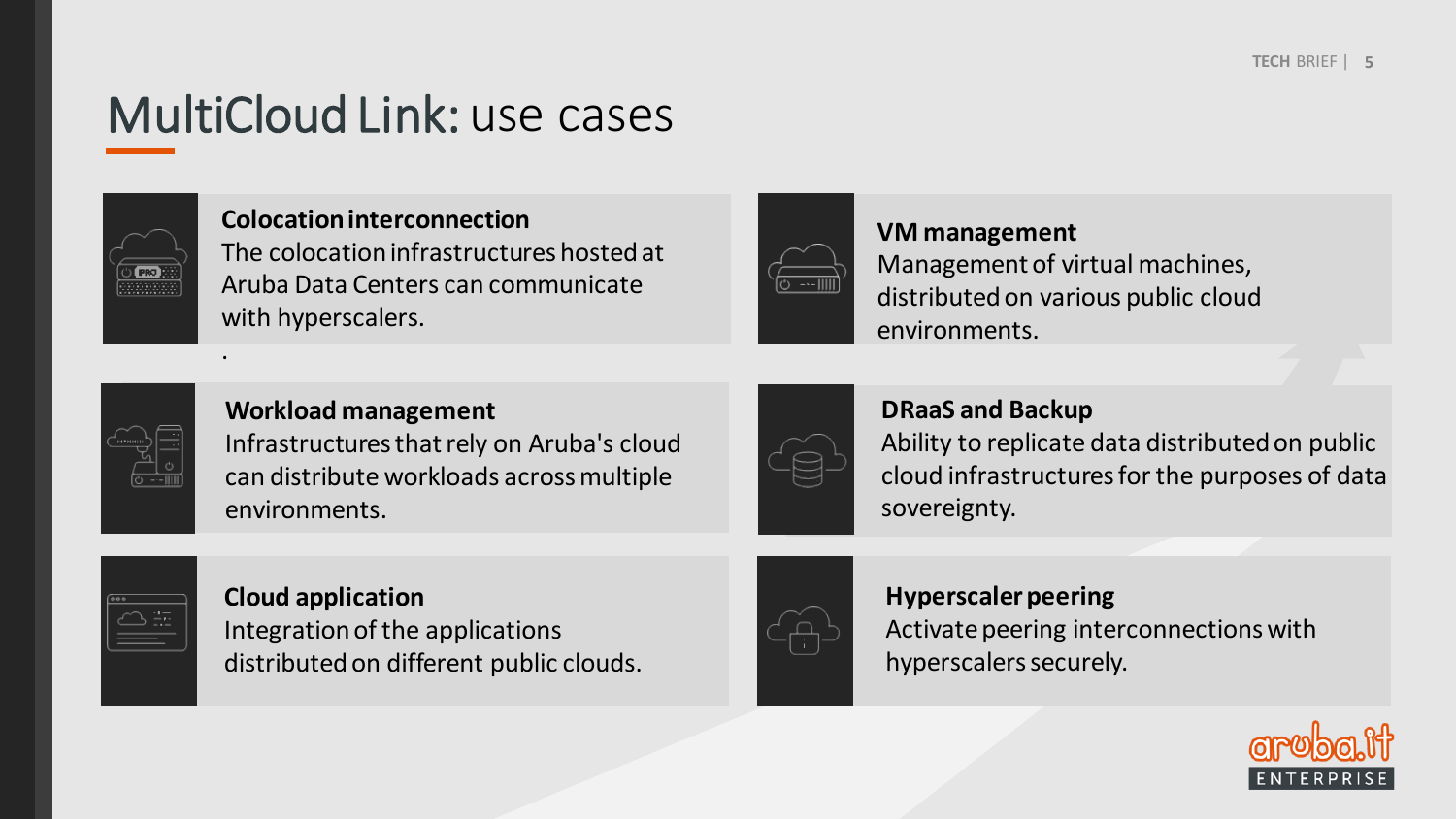# MultiCloud Link: use cases

**Colocation interconnection**
The colocation infrastructures hosted at Aruba Data Centers can communicate with hyperscalers.

**VM management**
Management of virtual machines, distributed on various public cloud environments.

**Workload management**
Infrastructures that rely on Aruba's cloud can distribute workloads across multiple environments.

**DRaaS and Backup**
Ability to replicate data distributed on public cloud infrastructures for the purposes of data sovereignty.

**Cloud application**
Integration of the applications distributed on different public clouds.

**Hyperscaler peering**
Activate peering interconnections with hyperscalers securely.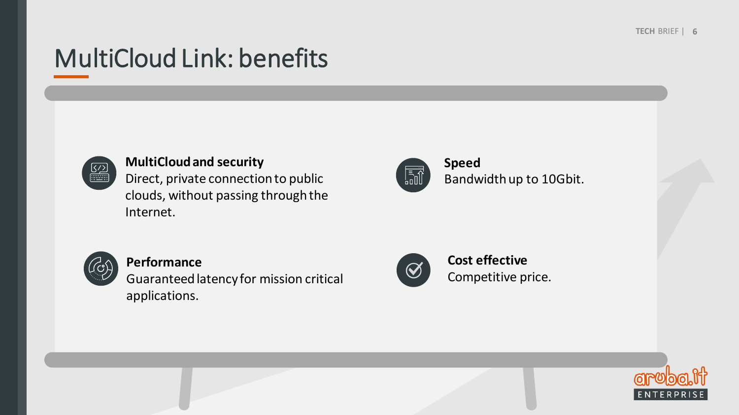# MultiCloud Link: benefits

**MultiCloud and security**
Direct, private connection to public clouds, without passing through the Internet.

**Speed**
Bandwidth up to 10Gbit.

**Performance**
Guaranteed latency for mission critical applications.

**Cost effective**
Competitive price.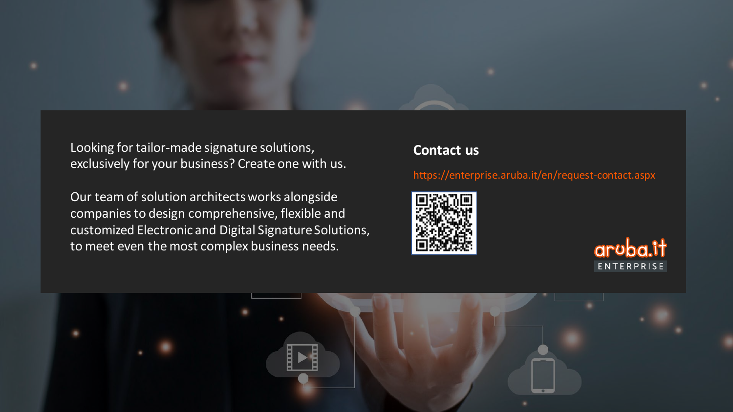Looking for tailor-made signature solutions, exclusively for your business? Create one with us.

Our team of solution architects works alongside companies to design comprehensive, flexible and customized Electronic and Digital Signature Solutions, to meet even the most complex business needs.

## Contact us

https://enterprise.aruba.it/en/request-contact.aspx

aruba.it ENTERPRISE